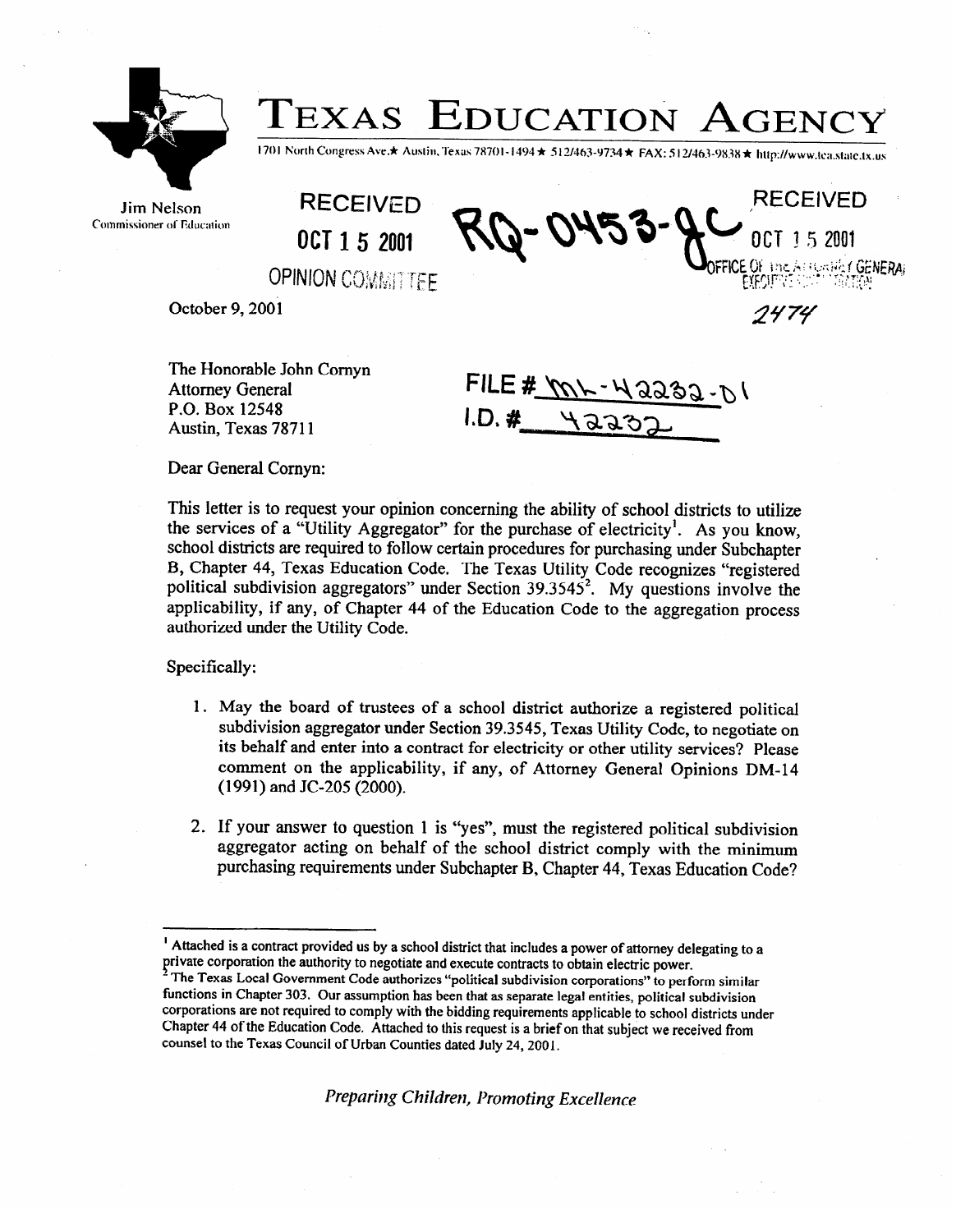# TEXAS EDUCATION AGENCY

1701 North Congress Ave.★ Austin, Texas 78701-1494 ★ 512/463-9734 ★ FAX: 512/463-9838 ★ http://www.tea.state.tx.us

Jim Nelson
Commissioner of Education

RECEIVED
OCT 15 2001
OPINION COMMITTEE

RQ-0453-GC

RECEIVED
OCT 15 2001
OFFICE OF THE ATTORNEY GENERAL

2474

October 9, 2001

The Honorable John Cornyn
Attorney General
P.O. Box 12548
Austin, Texas 78711

FILE # ML-42232-01
I.D. # 42232

Dear General Cornyn:

This letter is to request your opinion concerning the ability of school districts to utilize the services of a "Utility Aggregator" for the purchase of electricity[1]. As you know, school districts are required to follow certain procedures for purchasing under Subchapter B, Chapter 44, Texas Education Code. The Texas Utility Code recognizes "registered political subdivision aggregators" under Section 39.3545[2]. My questions involve the applicability, if any, of Chapter 44 of the Education Code to the aggregation process authorized under the Utility Code.

Specifically:

1. May the board of trustees of a school district authorize a registered political subdivision aggregator under Section 39.3545, Texas Utility Code, to negotiate on its behalf and enter into a contract for electricity or other utility services? Please comment on the applicability, if any, of Attorney General Opinions DM-14 (1991) and JC-205 (2000).

2. If your answer to question 1 is "yes", must the registered political subdivision aggregator acting on behalf of the school district comply with the minimum purchasing requirements under Subchapter B, Chapter 44, Texas Education Code?

---

[1] Attached is a contract provided us by a school district that includes a power of attorney delegating to a private corporation the authority to negotiate and execute contracts to obtain electric power.

[2] The Texas Local Government Code authorizes "political subdivision corporations" to perform similar functions in Chapter 303. Our assumption has been that as separate legal entities, political subdivision corporations are not required to comply with the bidding requirements applicable to school districts under Chapter 44 of the Education Code. Attached to this request is a brief on that subject we received from counsel to the Texas Council of Urban Counties dated July 24, 2001.

*Preparing Children, Promoting Excellence*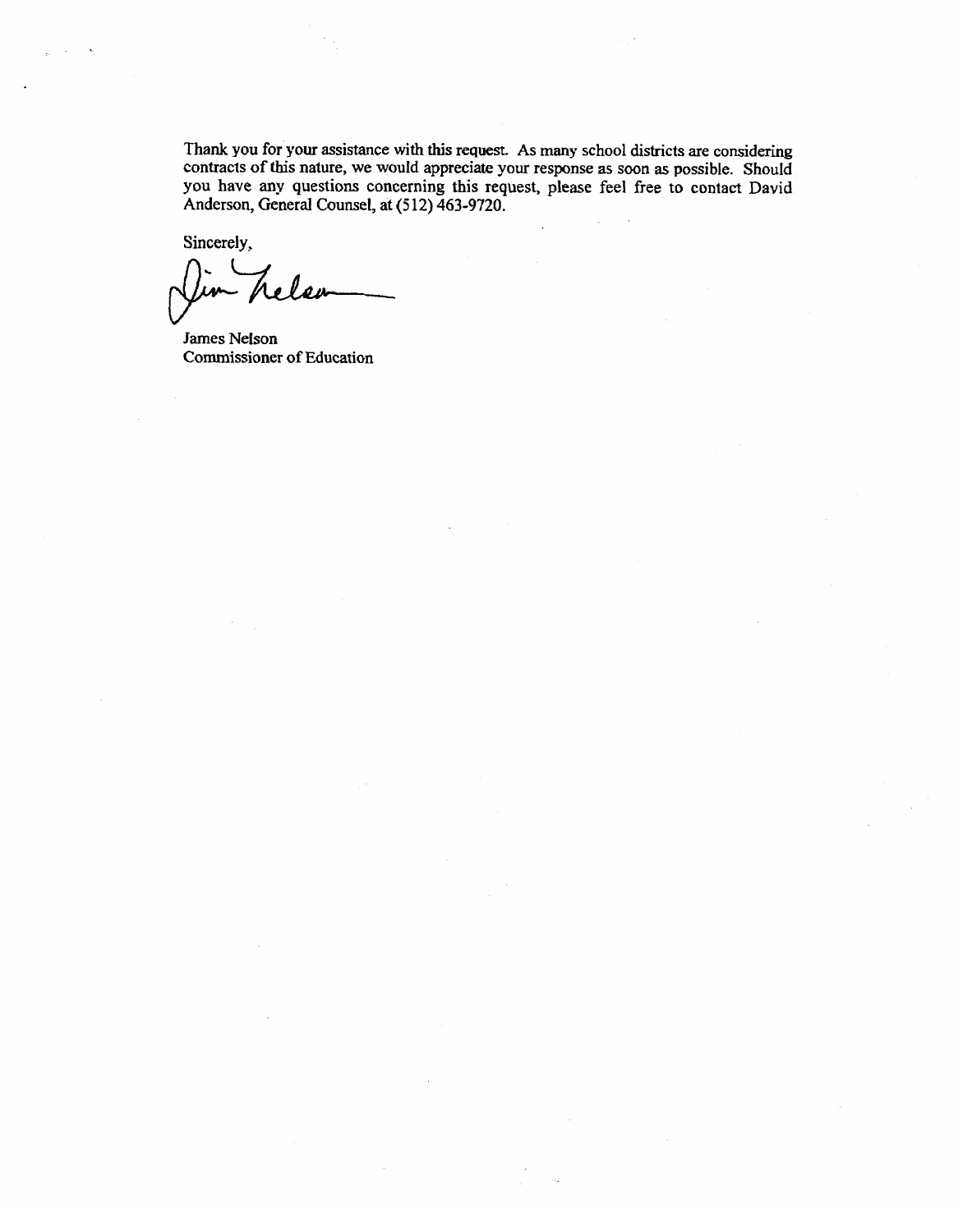Thank you for your assistance with this request. As many school districts are considering contracts of this nature, we would appreciate your response as soon as possible. Should you have any questions concerning this request, please feel free to contact David Anderson, General Counsel, at (512) 463-9720.

Sincerely,

Jim Nelson

James Nelson
Commissioner of Education